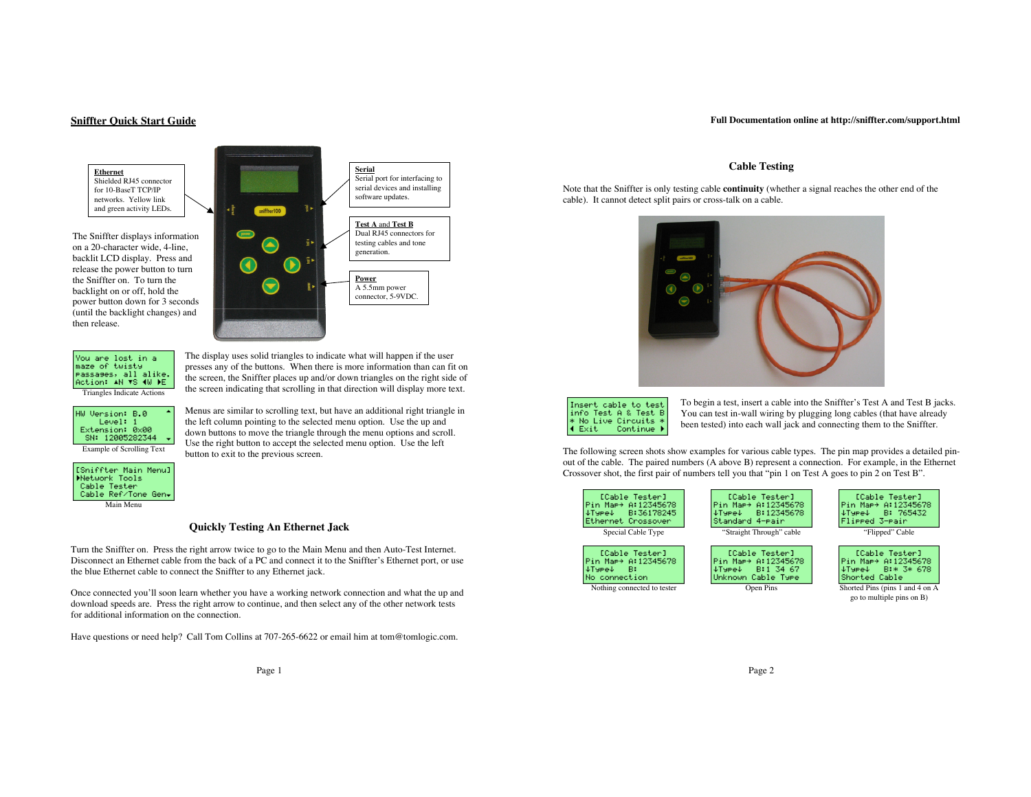## Sniffter Quick Start Guide

**Full Documentation online at http://sniffter.com/support.html**

**Ethernet**
Shielded RJ45 connector for 10-BaseT TCP/IP networks. Yellow link and green activity LEDs.

**Serial**
Serial port for interfacing to serial devices and installing software updates.

**Test A and Test B**
Dual RJ45 connectors for testing cables and tone generation.

**Power**
A 5.5mm power connector, 5-9VDC.

The Sniffter displays information on a 20-character wide, 4-line, backlit LCD display. Press and release the power button to turn the Sniffter on. To turn the backlight on or off, hold the power button down for 3 seconds (until the backlight changes) and then release.

```
You are lost in a
maze of twisty
passages, all alike.
Action: ▲N ▼S ◀W ▶E
```

Triangles Indicate Actions

The display uses solid triangles to indicate what will happen if the user presses any of the buttons. When there is more information than can fit on the screen, the Sniffter places up and/or down triangles on the right side of the screen indicating that scrolling in that direction will display more text.

```
HW Version: B.0     ▲
     Level: 1
 Extension: 0x00
   SN: 12005282344  ▼
```

Example of Scrolling Text

Menus are similar to scrolling text, but have an additional right triangle in the left column pointing to the selected menu option. Use the up and down buttons to move the triangle through the menu options and scroll. Use the right button to accept the selected menu option. Use the left button to exit to the previous screen.

```
[Sniffter Main Menu]
▶Network Tools
 Cable Tester
 Cable Ref/Tone Gen▼
```

Main Menu

### Quickly Testing An Ethernet Jack

Turn the Sniffter on. Press the right arrow twice to go to the Main Menu and then Auto-Test Internet. Disconnect an Ethernet cable from the back of a PC and connect it to the Sniffter's Ethernet port, or use the blue Ethernet cable to connect the Sniffter to any Ethernet jack.

Once connected you'll soon learn whether you have a working network connection and what the up and download speeds are. Press the right arrow to continue, and then select any of the other network tests for additional information on the connection.

Have questions or need help? Call Tom Collins at 707-265-6622 or email him at tom@tomlogic.com.

### Cable Testing

Note that the Sniffter is only testing cable **continuity** (whether a signal reaches the other end of the cable). It cannot detect split pairs or cross-talk on a cable.

```
Insert cable to test
info Test A & Test B
* No Live Circuits *
◀ Exit    Continue ▶
```

To begin a test, insert a cable into the Sniffter's Test A and Test B jacks. You can test in-wall wiring by plugging long cables (that have already been tested) into each wall jack and connecting them to the Sniffter.

The following screen shots show examples for various cable types. The pin map provides a detailed pin-out of the cable. The paired numbers (A above B) represent a connection. For example, in the Ethernet Crossover shot, the first pair of numbers tell you that "pin 1 on Test A goes to pin 2 on Test B".

```
    [Cable Tester]
Pin Map→ A:12345678
↓Type↓   B:36178245
Ethernet Crossover
```

Special Cable Type

```
    [Cable Tester]
Pin Map→ A:12345678
↓Type↓   B:12345678
Standard 4-Pair
```

"Straight Through" cable

```
    [Cable Tester]
Pin Map→ A:12345678
↓Type↓   B: 765432
Flipped 3-Pair
```

"Flipped" Cable

```
    [Cable Tester]
Pin Map→ A:12345678
↓Type↓   B:
No connection
```

Nothing connected to tester

```
    [Cable Tester]
Pin Map→ A:12345678
↓Type↓   B:1 34 67
Unknown Cable Type
```

Open Pins

```
    [Cable Tester]
Pin Map→ A:12345678
↓Type↓   B:* 3* 678
Shorted Cable
```

Shorted Pins (pins 1 and 4 on A go to multiple pins on B)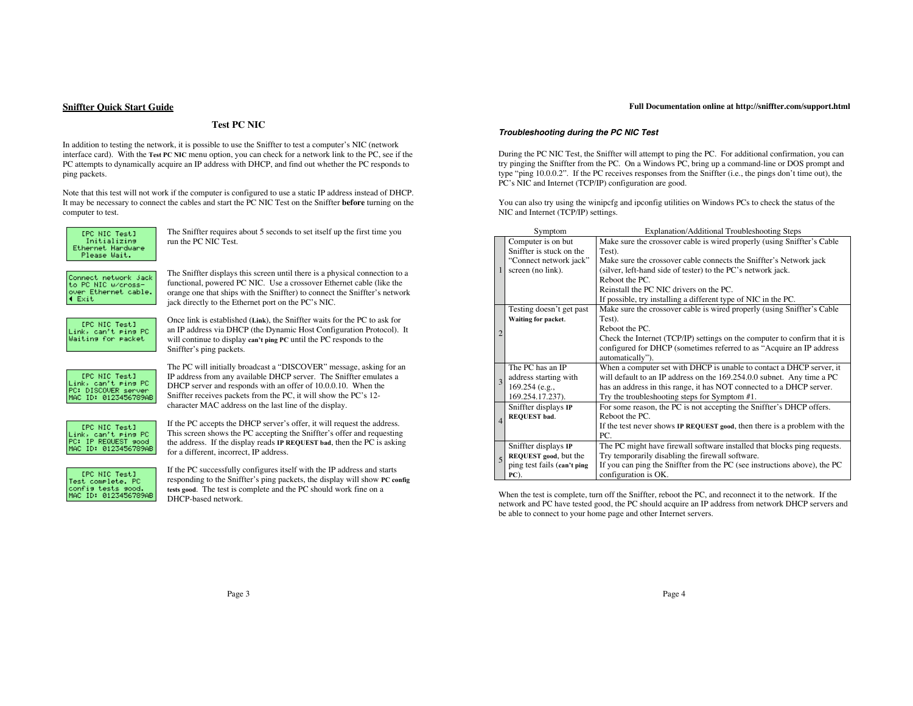## Sniffter Quick Start Guide

### Test PC NIC

In addition to testing the network, it is possible to use the Sniffter to test a computer's NIC (network interface card). With the **Test PC NIC** menu option, you can check for a network link to the PC, see if the PC attempts to dynamically acquire an IP address with DHCP, and find out whether the PC responds to ping packets.

Note that this test will not work if the computer is configured to use a static IP address instead of DHCP. It may be necessary to connect the cables and start the PC NIC Test on the Sniffter **before** turning on the computer to test.

```
  [PC NIC Test]
  Initializing
Ethernet Hardware
  Please Wait.
```

The Sniffter requires about 5 seconds to set itself up the first time you run the PC NIC Test.

```
Connect network jack
to PC NIC w/cross-
over Ethernet cable.
◄ Exit
```

The Sniffter displays this screen until there is a physical connection to a functional, powered PC NIC. Use a crossover Ethernet cable (like the orange one that ships with the Sniffter) to connect the Sniffter's network jack directly to the Ethernet port on the PC's NIC.

```
   [PC NIC Test]
Link, can't ping PC
Waiting for packet
```

Once link is established (**Link**), the Sniffter waits for the PC to ask for an IP address via DHCP (the Dynamic Host Configuration Protocol). It will continue to display **can't ping PC** until the PC responds to the Sniffter's ping packets.

```
   [PC NIC Test]
Link, can't ping PC
PC: DISCOVER server
MAC ID: 0123456789AB
```

The PC will initially broadcast a "DISCOVER" message, asking for an IP address from any available DHCP server. The Sniffter emulates a DHCP server and responds with an offer of 10.0.0.10. When the Sniffter receives packets from the PC, it will show the PC's 12-character MAC address on the last line of the display.

```
   [PC NIC Test]
Link, can't ping PC
PC: IP REQUEST good
MAC ID: 0123456789AB
```

If the PC accepts the DHCP server's offer, it will request the address. This screen shows the PC accepting the Sniffter's offer and requesting the address. If the display reads **IP REQUEST bad**, then the PC is asking for a different, incorrect, IP address.

```
   [PC NIC Test]
Test complete. PC
config tests good.
MAC ID: 0123456789AB
```

If the PC successfully configures itself with the IP address and starts responding to the Sniffter's ping packets, the display will show **PC config tests good**. The test is complete and the PC should work fine on a DHCP-based network.

Full Documentation online at http://sniffter.com/support.html

#### *Troubleshooting during the PC NIC Test*

During the PC NIC Test, the Sniffter will attempt to ping the PC. For additional confirmation, you can try pinging the Sniffter from the PC. On a Windows PC, bring up a command-line or DOS prompt and type "ping 10.0.0.2". If the PC receives responses from the Sniffter (i.e., the pings don't time out), the PC's NIC and Internet (TCP/IP) configuration are good.

You can also try using the winipcfg and ipconfig utilities on Windows PCs to check the status of the NIC and Internet (TCP/IP) settings.

| | Symptom | Explanation/Additional Troubleshooting Steps |
|---|---|---|
| 1 | Computer is on but Sniffter is stuck on the "Connect network jack" screen (no link). | Make sure the crossover cable is wired properly (using Sniffter's Cable Test).<br>Make sure the crossover cable connects the Sniffter's Network jack (silver, left-hand side of tester) to the PC's network jack.<br>Reboot the PC.<br>Reinstall the PC NIC drivers on the PC.<br>If possible, try installing a different type of NIC in the PC. |
| 2 | Testing doesn't get past **Waiting for packet**. | Make sure the crossover cable is wired properly (using Sniffter's Cable Test).<br>Reboot the PC.<br>Check the Internet (TCP/IP) settings on the computer to confirm that it is configured for DHCP (sometimes referred to as "Acquire an IP address automatically"). |
| 3 | The PC has an IP address starting with 169.254 (e.g., 169.254.17.237). | When a computer set with DHCP is unable to contact a DHCP server, it will default to an IP address on the 169.254.0.0 subnet. Any time a PC has an address in this range, it has NOT connected to a DHCP server.<br>Try the troubleshooting steps for Symptom #1. |
| 4 | Sniffter displays **IP REQUEST bad**. | For some reason, the PC is not accepting the Sniffter's DHCP offers.<br>Reboot the PC.<br>If the test never shows **IP REQUEST good**, then there is a problem with the PC. |
| 5 | Sniffter displays **IP REQUEST good**, but the ping test fails (**can't ping PC**). | The PC might have firewall software installed that blocks ping requests.<br>Try temporarily disabling the firewall software.<br>If you can ping the Sniffter from the PC (see instructions above), the PC configuration is OK. |

When the test is complete, turn off the Sniffter, reboot the PC, and reconnect it to the network. If the network and PC have tested good, the PC should acquire an IP address from network DHCP servers and be able to connect to your home page and other Internet servers.